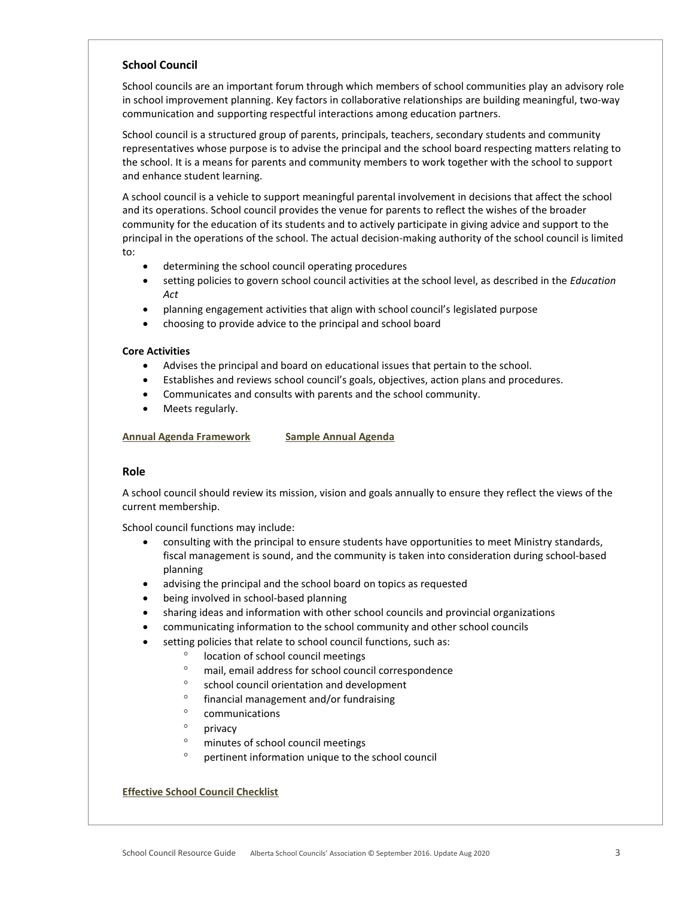## School Council

School councils are an important forum through which members of school communities play an advisory role in school improvement planning. Key factors in collaborative relationships are building meaningful, two-way communication and supporting respectful interactions among education partners.

School council is a structured group of parents, principals, teachers, secondary students and community representatives whose purpose is to advise the principal and the school board respecting matters relating to the school. It is a means for parents and community members to work together with the school to support and enhance student learning.

A school council is a vehicle to support meaningful parental involvement in decisions that affect the school and its operations. School council provides the venue for parents to reflect the wishes of the broader community for the education of its students and to actively participate in giving advice and support to the principal in the operations of the school. The actual decision-making authority of the school council is limited to:

- determining the school council operating procedures
- setting policies to govern school council activities at the school level, as described in the *Education Act*
- planning engagement activities that align with school council's legislated purpose
- choosing to provide advice to the principal and school board

**Core Activities**

- Advises the principal and board on educational issues that pertain to the school.
- Establishes and reviews school council's goals, objectives, action plans and procedures.
- Communicates and consults with parents and the school community.
- Meets regularly.

**Annual Agenda Framework** **Sample Annual Agenda**

## Role

A school council should review its mission, vision and goals annually to ensure they reflect the views of the current membership.

School council functions may include:

- consulting with the principal to ensure students have opportunities to meet Ministry standards, fiscal management is sound, and the community is taken into consideration during school-based planning
- advising the principal and the school board on topics as requested
- being involved in school-based planning
- sharing ideas and information with other school councils and provincial organizations
- communicating information to the school community and other school councils
- setting policies that relate to school council functions, such as:
  - location of school council meetings
  - mail, email address for school council correspondence
  - school council orientation and development
  - financial management and/or fundraising
  - communications
  - privacy
  - minutes of school council meetings
  - pertinent information unique to the school council

**Effective School Council Checklist**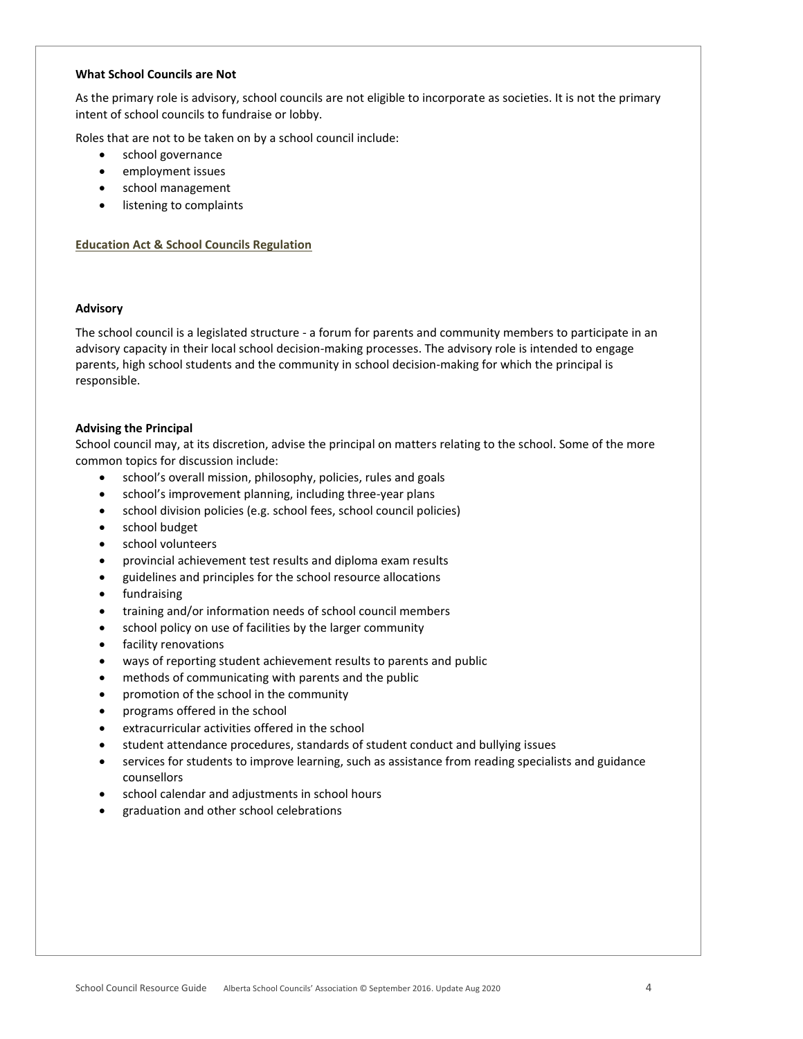**What School Councils are Not**

As the primary role is advisory, school councils are not eligible to incorporate as societies. It is not the primary intent of school councils to fundraise or lobby.

Roles that are not to be taken on by a school council include:

- school governance
- employment issues
- school management
- listening to complaints

**Education Act & School Councils Regulation**

**Advisory**

The school council is a legislated structure - a forum for parents and community members to participate in an advisory capacity in their local school decision-making processes. The advisory role is intended to engage parents, high school students and the community in school decision-making for which the principal is responsible.

**Advising the Principal**

School council may, at its discretion, advise the principal on matters relating to the school. Some of the more common topics for discussion include:

- school's overall mission, philosophy, policies, rules and goals
- school's improvement planning, including three-year plans
- school division policies (e.g. school fees, school council policies)
- school budget
- school volunteers
- provincial achievement test results and diploma exam results
- guidelines and principles for the school resource allocations
- fundraising
- training and/or information needs of school council members
- school policy on use of facilities by the larger community
- facility renovations
- ways of reporting student achievement results to parents and public
- methods of communicating with parents and the public
- promotion of the school in the community
- programs offered in the school
- extracurricular activities offered in the school
- student attendance procedures, standards of student conduct and bullying issues
- services for students to improve learning, such as assistance from reading specialists and guidance counsellors
- school calendar and adjustments in school hours
- graduation and other school celebrations